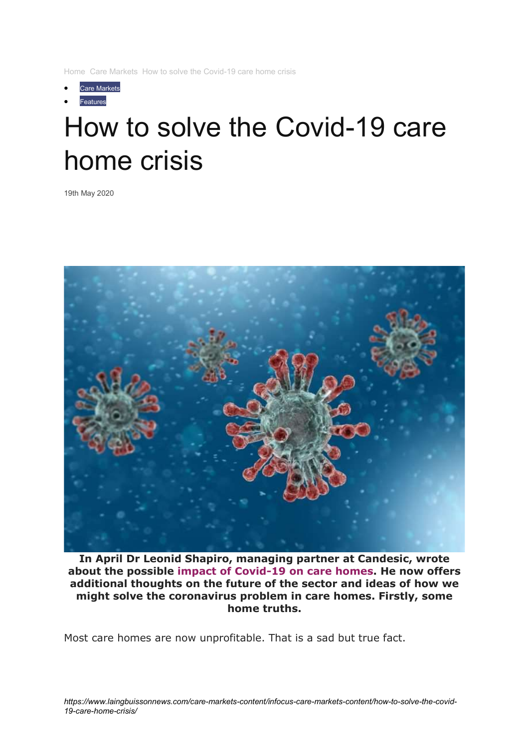Home Care Markets How to solve the Covid-19 care home crisis

- Care Markets
- Features

# How to solve the Covid-19 care home crisis

19th May 2020

**In April Dr Leonid Shapiro, managing partner at Candesic, wrote about the possible impact of Covid-19 on care homes. He now offers additional thoughts on the future of the sector and ideas of how we might solve the coronavirus problem in care homes. Firstly, some home truths.**

Most care homes are now unprofitable. That is a sad but true fact.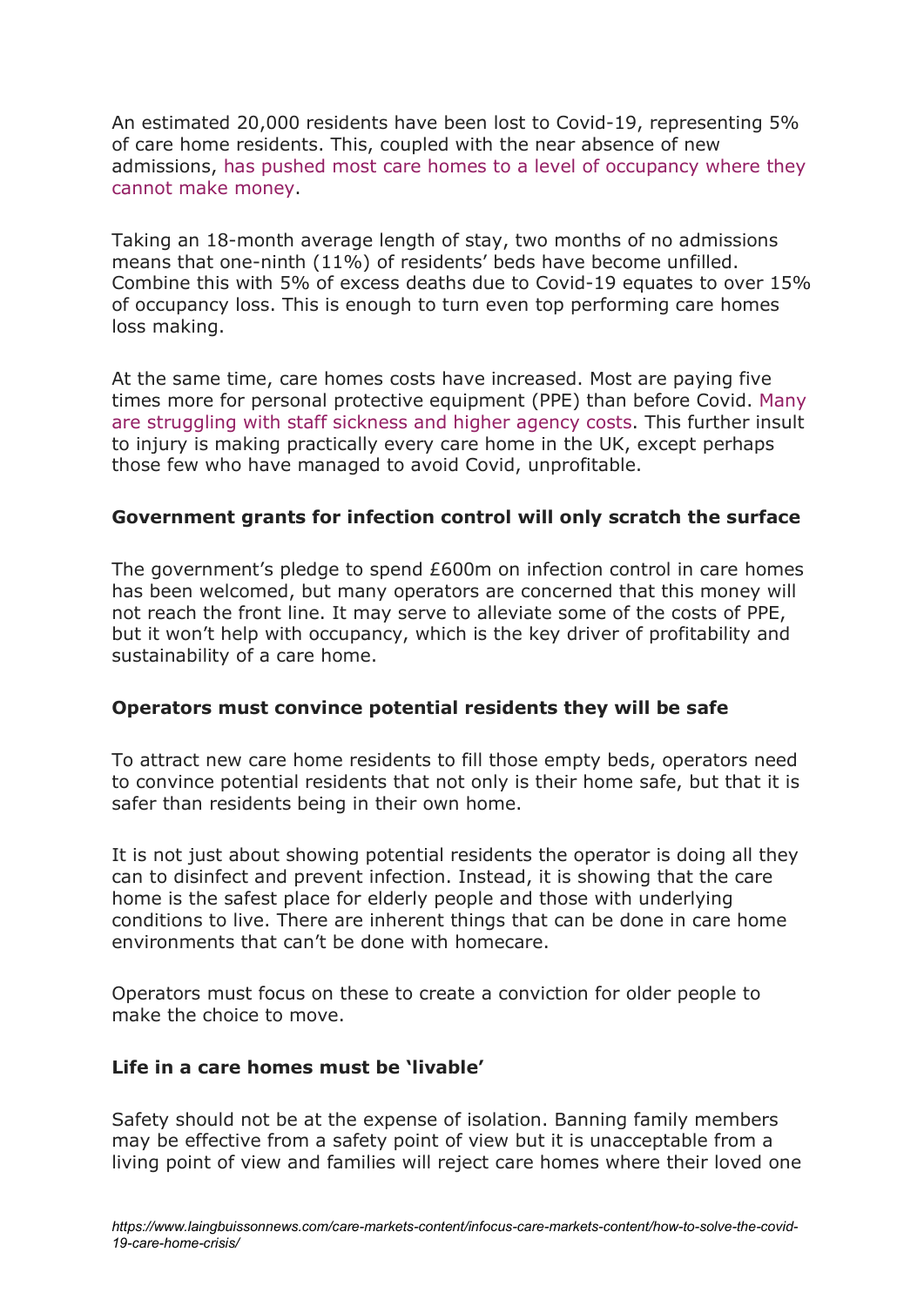An estimated 20,000 residents have been lost to Covid-19, representing 5% of care home residents. This, coupled with the near absence of new admissions, has pushed most care homes to a level of occupancy where they cannot make money.

Taking an 18-month average length of stay, two months of no admissions means that one-ninth (11%) of residents' beds have become unfilled. Combine this with 5% of excess deaths due to Covid-19 equates to over 15% of occupancy loss. This is enough to turn even top performing care homes loss making.

At the same time, care homes costs have increased. Most are paying five times more for personal protective equipment (PPE) than before Covid. Many are struggling with staff sickness and higher agency costs. This further insult to injury is making practically every care home in the UK, except perhaps those few who have managed to avoid Covid, unprofitable.

### Government grants for infection control will only scratch the surface

The government's pledge to spend £600m on infection control in care homes has been welcomed, but many operators are concerned that this money will not reach the front line. It may serve to alleviate some of the costs of PPE, but it won't help with occupancy, which is the key driver of profitability and sustainability of a care home.

### Operators must convince potential residents they will be safe

To attract new care home residents to fill those empty beds, operators need to convince potential residents that not only is their home safe, but that it is safer than residents being in their own home.

It is not just about showing potential residents the operator is doing all they can to disinfect and prevent infection. Instead, it is showing that the care home is the safest place for elderly people and those with underlying conditions to live. There are inherent things that can be done in care home environments that can't be done with homecare.

Operators must focus on these to create a conviction for older people to make the choice to move.

### Life in a care homes must be 'livable'

Safety should not be at the expense of isolation. Banning family members may be effective from a safety point of view but it is unacceptable from a living point of view and families will reject care homes where their loved one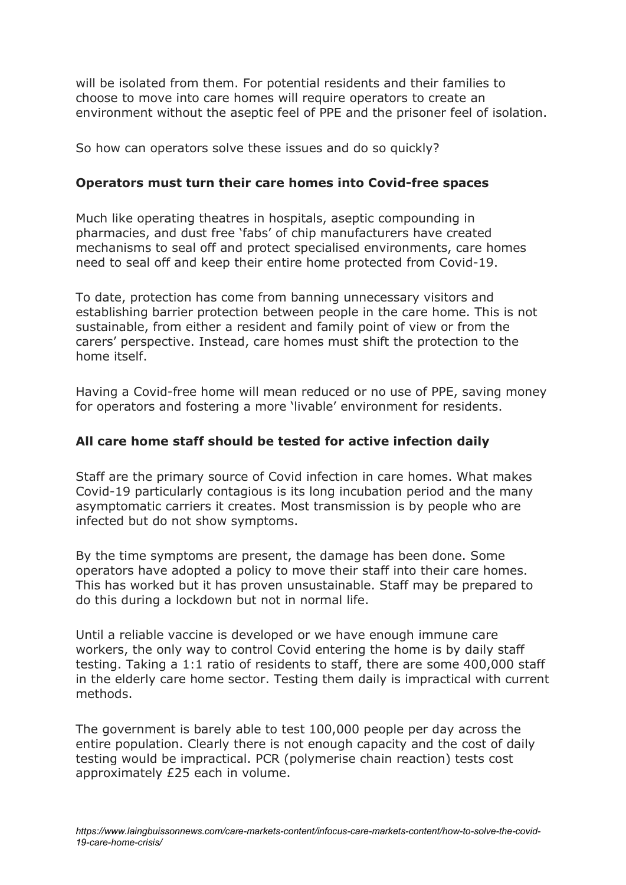will be isolated from them. For potential residents and their families to choose to move into care homes will require operators to create an environment without the aseptic feel of PPE and the prisoner feel of isolation.

So how can operators solve these issues and do so quickly?

**Operators must turn their care homes into Covid-free spaces**

Much like operating theatres in hospitals, aseptic compounding in pharmacies, and dust free 'fabs' of chip manufacturers have created mechanisms to seal off and protect specialised environments, care homes need to seal off and keep their entire home protected from Covid-19.

To date, protection has come from banning unnecessary visitors and establishing barrier protection between people in the care home. This is not sustainable, from either a resident and family point of view or from the carers' perspective. Instead, care homes must shift the protection to the home itself.

Having a Covid-free home will mean reduced or no use of PPE, saving money for operators and fostering a more 'livable' environment for residents.

**All care home staff should be tested for active infection daily**

Staff are the primary source of Covid infection in care homes. What makes Covid-19 particularly contagious is its long incubation period and the many asymptomatic carriers it creates. Most transmission is by people who are infected but do not show symptoms.

By the time symptoms are present, the damage has been done. Some operators have adopted a policy to move their staff into their care homes. This has worked but it has proven unsustainable. Staff may be prepared to do this during a lockdown but not in normal life.

Until a reliable vaccine is developed or we have enough immune care workers, the only way to control Covid entering the home is by daily staff testing. Taking a 1:1 ratio of residents to staff, there are some 400,000 staff in the elderly care home sector. Testing them daily is impractical with current methods.

The government is barely able to test 100,000 people per day across the entire population. Clearly there is not enough capacity and the cost of daily testing would be impractical. PCR (polymerise chain reaction) tests cost approximately £25 each in volume.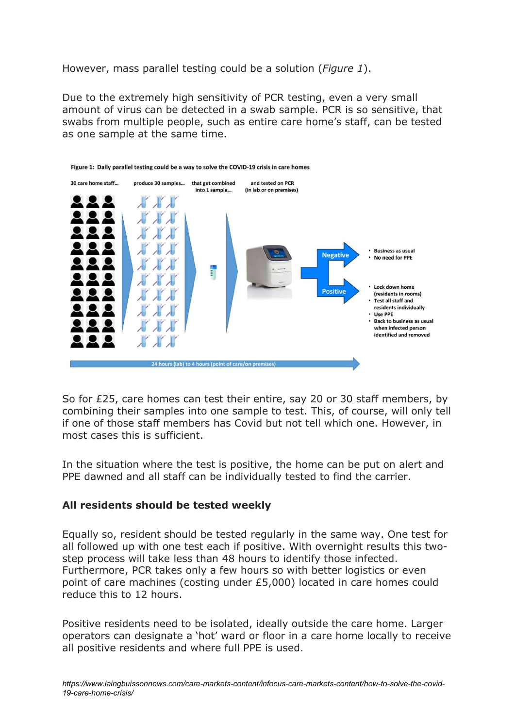However, mass parallel testing could be a solution (*Figure 1*).

Due to the extremely high sensitivity of PCR testing, even a very small amount of virus can be detected in a swab sample. PCR is so sensitive, that swabs from multiple people, such as entire care home's staff, can be tested as one sample at the same time.

**Figure 1: Daily parallel testing could be a way to solve the COVID-19 crisis in care homes**

30 care home staff... produce 30 samples... that get combined into 1 sample... and tested on PCR (in lab or on premises)

Negative:
- Business as usual
- No need for PPE

Positive:
- Lock down home (residents in rooms)
- Test all staff and residents individually
- Use PPE
- Back to business as usual when infected person identified and removed

24 hours (lab) to 4 hours (point of care/on premises)

So for £25, care homes can test their entire, say 20 or 30 staff members, by combining their samples into one sample to test. This, of course, will only tell if one of those staff members has Covid but not tell which one. However, in most cases this is sufficient.

In the situation where the test is positive, the home can be put on alert and PPE dawned and all staff can be individually tested to find the carrier.

**All residents should be tested weekly**

Equally so, resident should be tested regularly in the same way. One test for all followed up with one test each if positive. With overnight results this two-step process will take less than 48 hours to identify those infected. Furthermore, PCR takes only a few hours so with better logistics or even point of care machines (costing under £5,000) located in care homes could reduce this to 12 hours.

Positive residents need to be isolated, ideally outside the care home. Larger operators can designate a 'hot' ward or floor in a care home locally to receive all positive residents and where full PPE is used.

*https://www.laingbuissonnews.com/care-markets-content/infocus-care-markets-content/how-to-solve-the-covid-19-care-home-crisis/*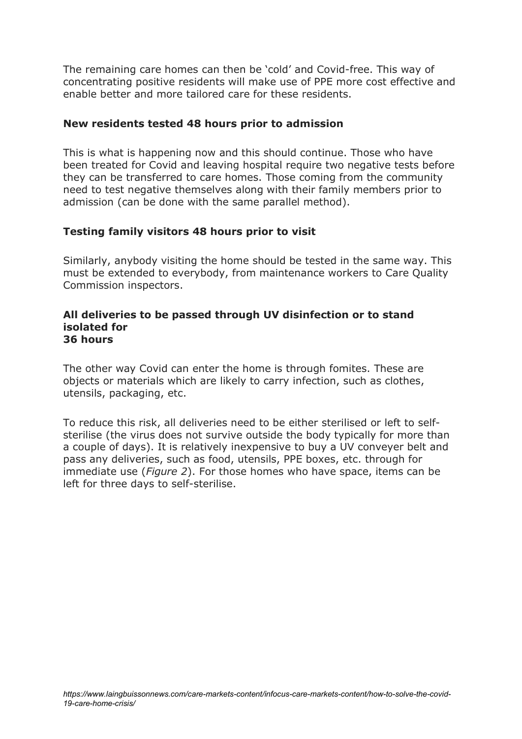The remaining care homes can then be 'cold' and Covid-free. This way of concentrating positive residents will make use of PPE more cost effective and enable better and more tailored care for these residents.

**New residents tested 48 hours prior to admission**

This is what is happening now and this should continue. Those who have been treated for Covid and leaving hospital require two negative tests before they can be transferred to care homes. Those coming from the community need to test negative themselves along with their family members prior to admission (can be done with the same parallel method).

**Testing family visitors 48 hours prior to visit**

Similarly, anybody visiting the home should be tested in the same way. This must be extended to everybody, from maintenance workers to Care Quality Commission inspectors.

**All deliveries to be passed through UV disinfection or to stand isolated for 36 hours**

The other way Covid can enter the home is through fomites. These are objects or materials which are likely to carry infection, such as clothes, utensils, packaging, etc.

To reduce this risk, all deliveries need to be either sterilised or left to self-sterilise (the virus does not survive outside the body typically for more than a couple of days). It is relatively inexpensive to buy a UV conveyer belt and pass any deliveries, such as food, utensils, PPE boxes, etc. through for immediate use (*Figure 2*). For those homes who have space, items can be left for three days to self-sterilise.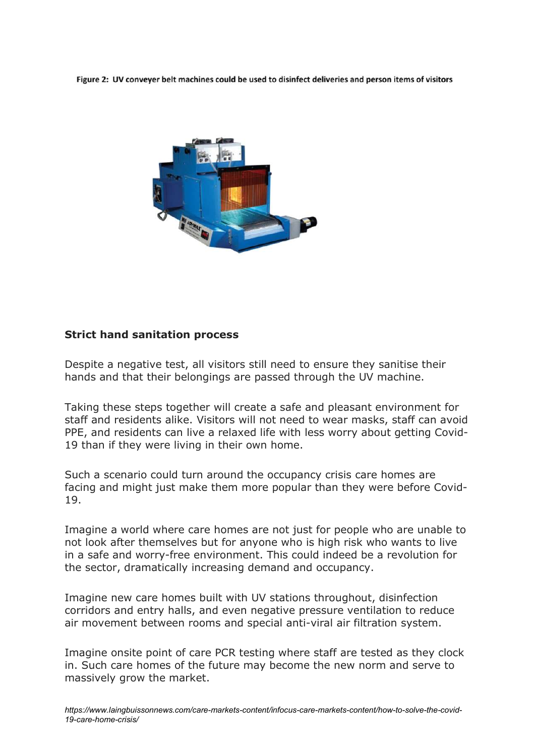Figure 2: UV conveyer belt machines could be used to disinfect deliveries and person items of visitors

### Strict hand sanitation process

Despite a negative test, all visitors still need to ensure they sanitise their hands and that their belongings are passed through the UV machine.

Taking these steps together will create a safe and pleasant environment for staff and residents alike. Visitors will not need to wear masks, staff can avoid PPE, and residents can live a relaxed life with less worry about getting Covid-19 than if they were living in their own home.

Such a scenario could turn around the occupancy crisis care homes are facing and might just make them more popular than they were before Covid-19.

Imagine a world where care homes are not just for people who are unable to not look after themselves but for anyone who is high risk who wants to live in a safe and worry-free environment. This could indeed be a revolution for the sector, dramatically increasing demand and occupancy.

Imagine new care homes built with UV stations throughout, disinfection corridors and entry halls, and even negative pressure ventilation to reduce air movement between rooms and special anti-viral air filtration system.

Imagine onsite point of care PCR testing where staff are tested as they clock in. Such care homes of the future may become the new norm and serve to massively grow the market.

*https://www.laingbuissonnews.com/care-markets-content/infocus-care-markets-content/how-to-solve-the-covid-19-care-home-crisis/*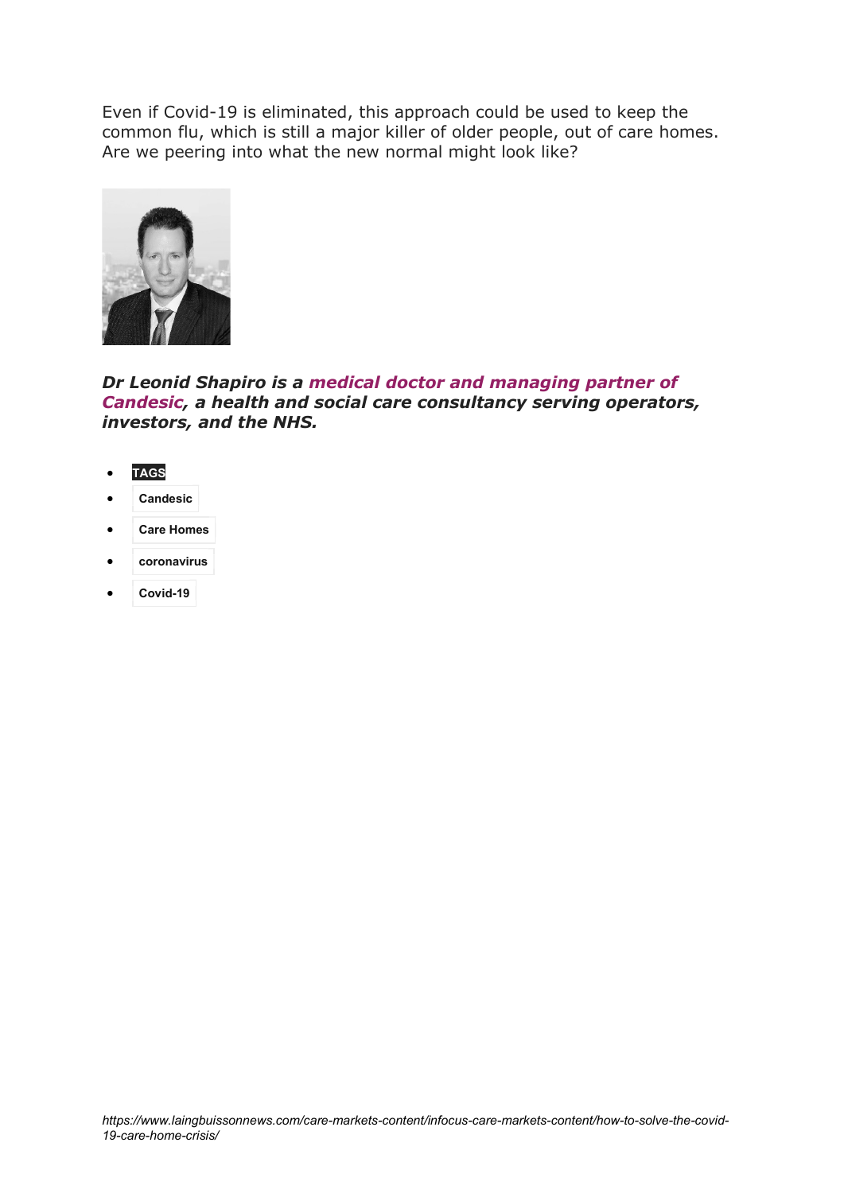Even if Covid-19 is eliminated, this approach could be used to keep the common flu, which is still a major killer of older people, out of care homes. Are we peering into what the new normal might look like?

***Dr Leonid Shapiro is a medical doctor and managing partner of Candesic, a health and social care consultancy serving operators, investors, and the NHS.***

- **TAGS**
- **Candesic**
- **Care Homes**
- **coronavirus**
- **Covid-19**